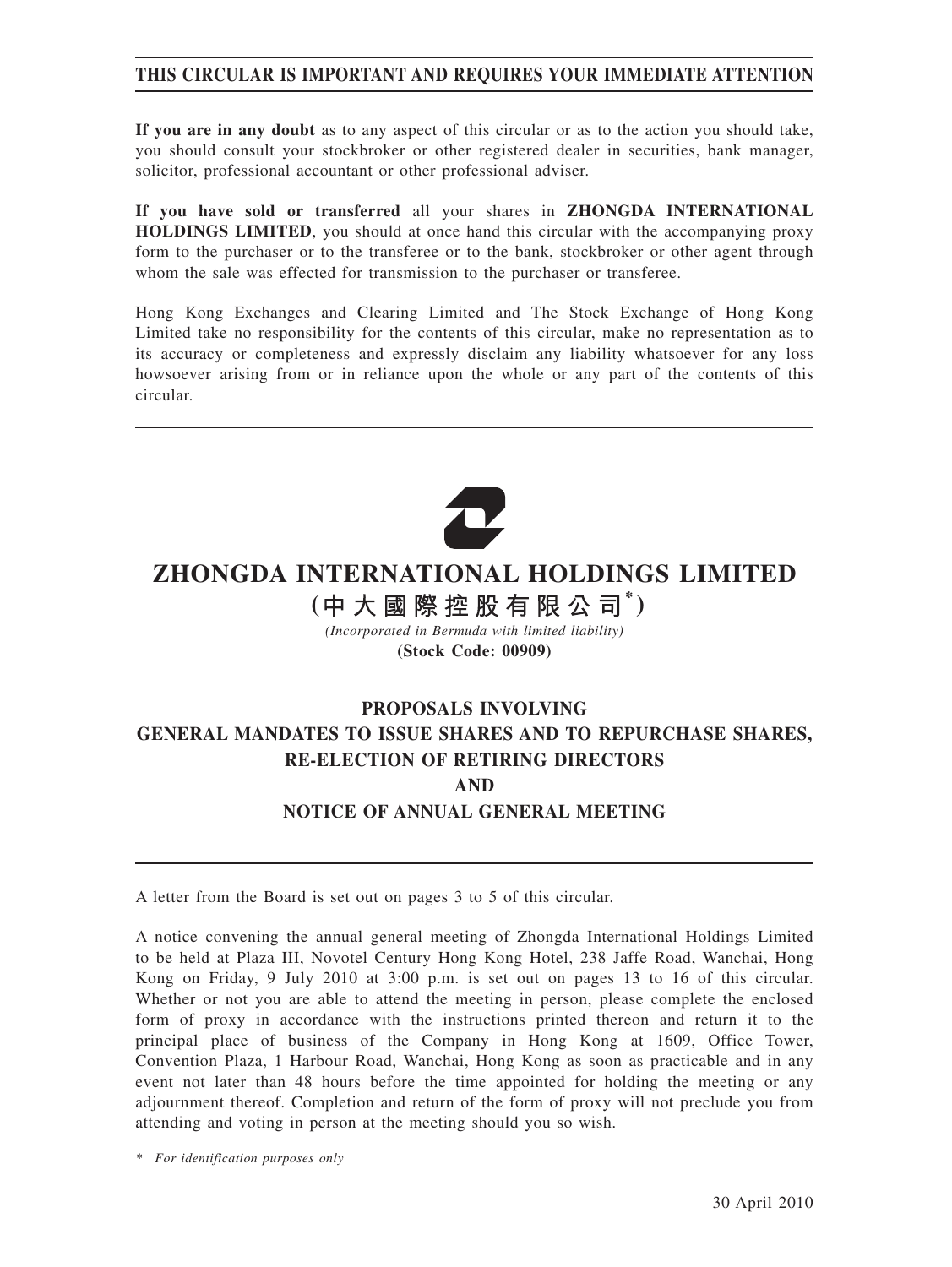**THIS CIRCULAR IS IMPORTANT AND REQUIRES YOUR IMMEDIATE ATTENTION**

**If you are in any doubt** as to any aspect of this circular or as to the action you should take, you should consult your stockbroker or other registered dealer in securities, bank manager, solicitor, professional accountant or other professional adviser.

**If you have sold or transferred** all your shares in **ZHONGDA INTERNATIONAL HOLDINGS LIMITED**, you should at once hand this circular with the accompanying proxy form to the purchaser or to the transferee or to the bank, stockbroker or other agent through whom the sale was effected for transmission to the purchaser or transferee.

Hong Kong Exchanges and Clearing Limited and The Stock Exchange of Hong Kong Limited take no responsibility for the contents of this circular, make no representation as to its accuracy or completeness and expressly disclaim any liability whatsoever for any loss howsoever arising from or in reliance upon the whole or any part of the contents of this circular.

# ZHONGDA INTERNATIONAL HOLDINGS LIMITED

**(中大國際控股有限公司*)**

*(Incorporated in Bermuda with limited liability)*

**(Stock Code: 00909)**

## PROPOSALS INVOLVING GENERAL MANDATES TO ISSUE SHARES AND TO REPURCHASE SHARES, RE-ELECTION OF RETIRING DIRECTORS AND NOTICE OF ANNUAL GENERAL MEETING

A letter from the Board is set out on pages 3 to 5 of this circular.

A notice convening the annual general meeting of Zhongda International Holdings Limited to be held at Plaza III, Novotel Century Hong Kong Hotel, 238 Jaffe Road, Wanchai, Hong Kong on Friday, 9 July 2010 at 3:00 p.m. is set out on pages 13 to 16 of this circular. Whether or not you are able to attend the meeting in person, please complete the enclosed form of proxy in accordance with the instructions printed thereon and return it to the principal place of business of the Company in Hong Kong at 1609, Office Tower, Convention Plaza, 1 Harbour Road, Wanchai, Hong Kong as soon as practicable and in any event not later than 48 hours before the time appointed for holding the meeting or any adjournment thereof. Completion and return of the form of proxy will not preclude you from attending and voting in person at the meeting should you so wish.

\* *For identification purposes only*

30 April 2010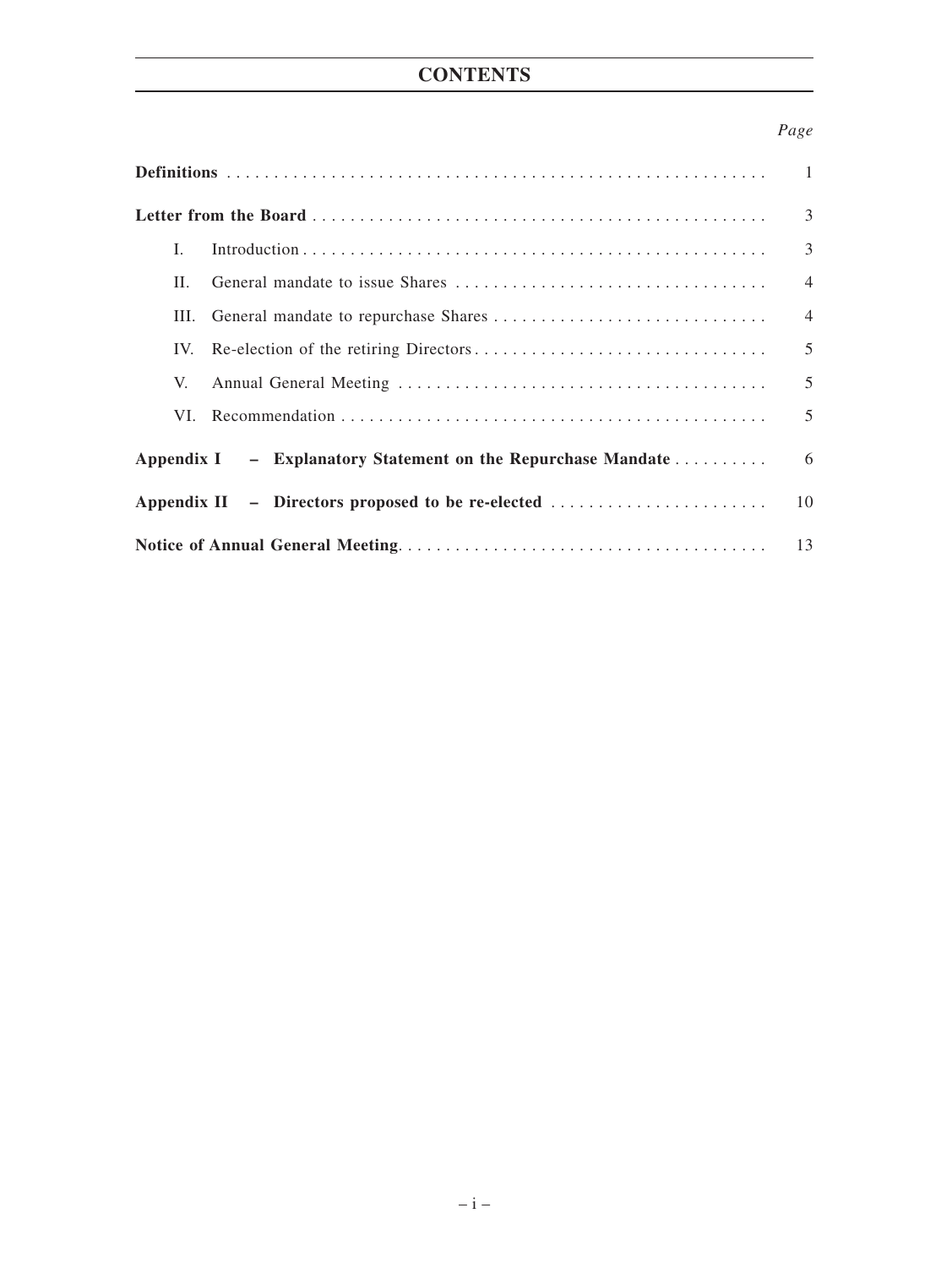# CONTENTS

| | Page |
|---|---|
| **Definitions** | 1 |
| **Letter from the Board** | 3 |
| I. Introduction | 3 |
| II. General mandate to issue Shares | 4 |
| III. General mandate to repurchase Shares | 4 |
| IV. Re-election of the retiring Directors | 5 |
| V. Annual General Meeting | 5 |
| VI. Recommendation | 5 |
| **Appendix I – Explanatory Statement on the Repurchase Mandate** | 6 |
| **Appendix II – Directors proposed to be re-elected** | 10 |
| **Notice of Annual General Meeting** | 13 |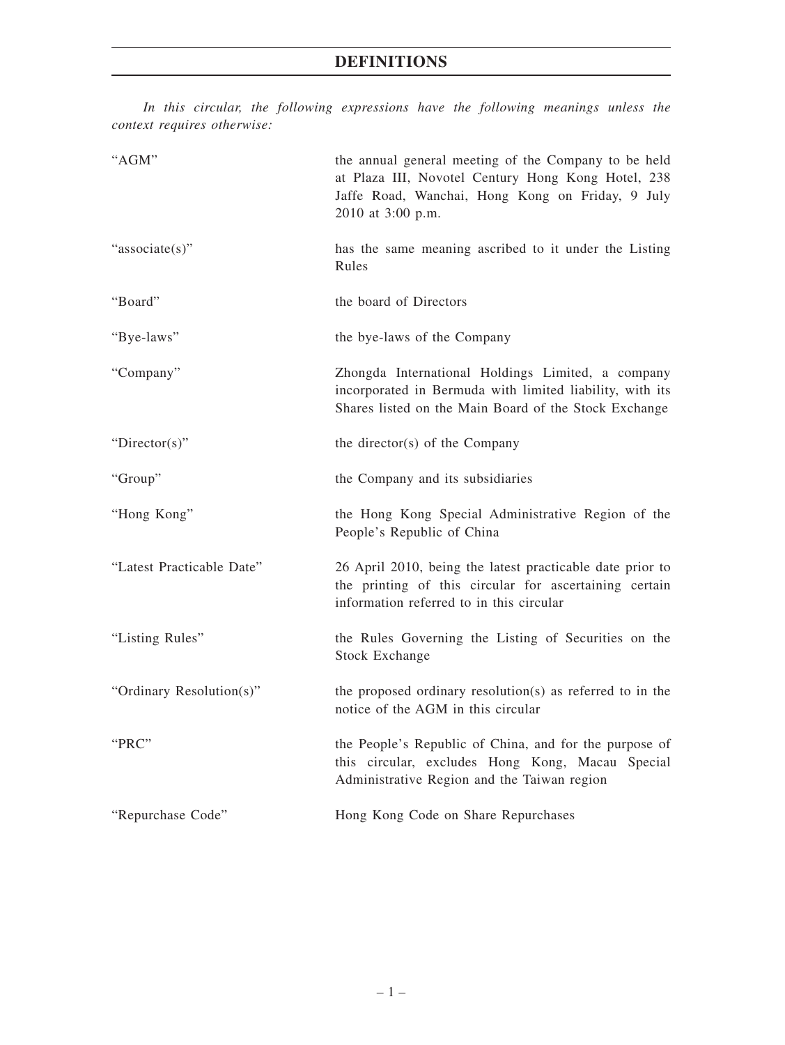# DEFINITIONS

*In this circular, the following expressions have the following meanings unless the context requires otherwise:*

| | |
|---|---|
| "AGM" | the annual general meeting of the Company to be held at Plaza III, Novotel Century Hong Kong Hotel, 238 Jaffe Road, Wanchai, Hong Kong on Friday, 9 July 2010 at 3:00 p.m. |
| "associate(s)" | has the same meaning ascribed to it under the Listing Rules |
| "Board" | the board of Directors |
| "Bye-laws" | the bye-laws of the Company |
| "Company" | Zhongda International Holdings Limited, a company incorporated in Bermuda with limited liability, with its Shares listed on the Main Board of the Stock Exchange |
| "Director(s)" | the director(s) of the Company |
| "Group" | the Company and its subsidiaries |
| "Hong Kong" | the Hong Kong Special Administrative Region of the People's Republic of China |
| "Latest Practicable Date" | 26 April 2010, being the latest practicable date prior to the printing of this circular for ascertaining certain information referred to in this circular |
| "Listing Rules" | the Rules Governing the Listing of Securities on the Stock Exchange |
| "Ordinary Resolution(s)" | the proposed ordinary resolution(s) as referred to in the notice of the AGM in this circular |
| "PRC" | the People's Republic of China, and for the purpose of this circular, excludes Hong Kong, Macau Special Administrative Region and the Taiwan region |
| "Repurchase Code" | Hong Kong Code on Share Repurchases |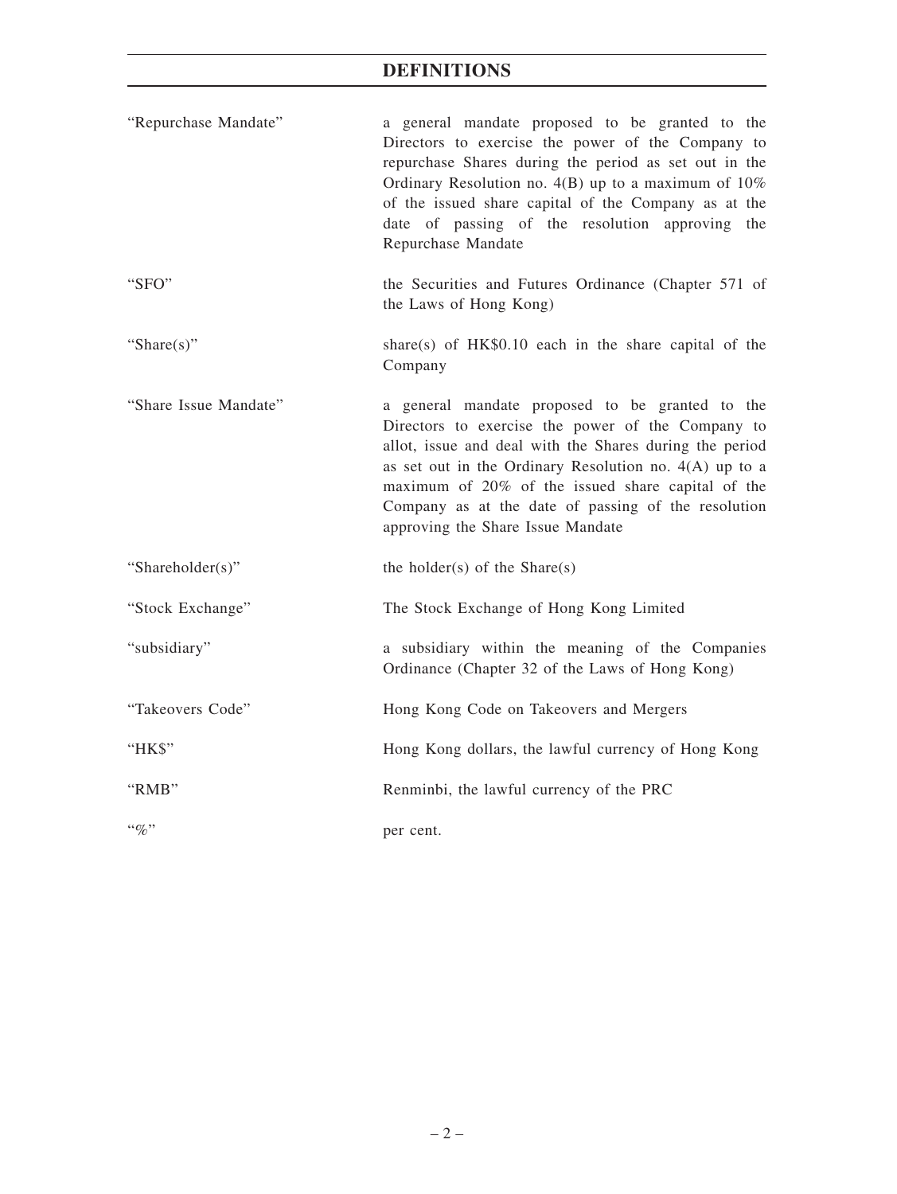# DEFINITIONS

| | |
|---|---|
| "Repurchase Mandate" | a general mandate proposed to be granted to the Directors to exercise the power of the Company to repurchase Shares during the period as set out in the Ordinary Resolution no. 4(B) up to a maximum of 10% of the issued share capital of the Company as at the date of passing of the resolution approving the Repurchase Mandate |
| "SFO" | the Securities and Futures Ordinance (Chapter 571 of the Laws of Hong Kong) |
| "Share(s)" | share(s) of HK$0.10 each in the share capital of the Company |
| "Share Issue Mandate" | a general mandate proposed to be granted to the Directors to exercise the power of the Company to allot, issue and deal with the Shares during the period as set out in the Ordinary Resolution no. 4(A) up to a maximum of 20% of the issued share capital of the Company as at the date of passing of the resolution approving the Share Issue Mandate |
| "Shareholder(s)" | the holder(s) of the Share(s) |
| "Stock Exchange" | The Stock Exchange of Hong Kong Limited |
| "subsidiary" | a subsidiary within the meaning of the Companies Ordinance (Chapter 32 of the Laws of Hong Kong) |
| "Takeovers Code" | Hong Kong Code on Takeovers and Mergers |
| "HK$" | Hong Kong dollars, the lawful currency of Hong Kong |
| "RMB" | Renminbi, the lawful currency of the PRC |
| "%" | per cent. |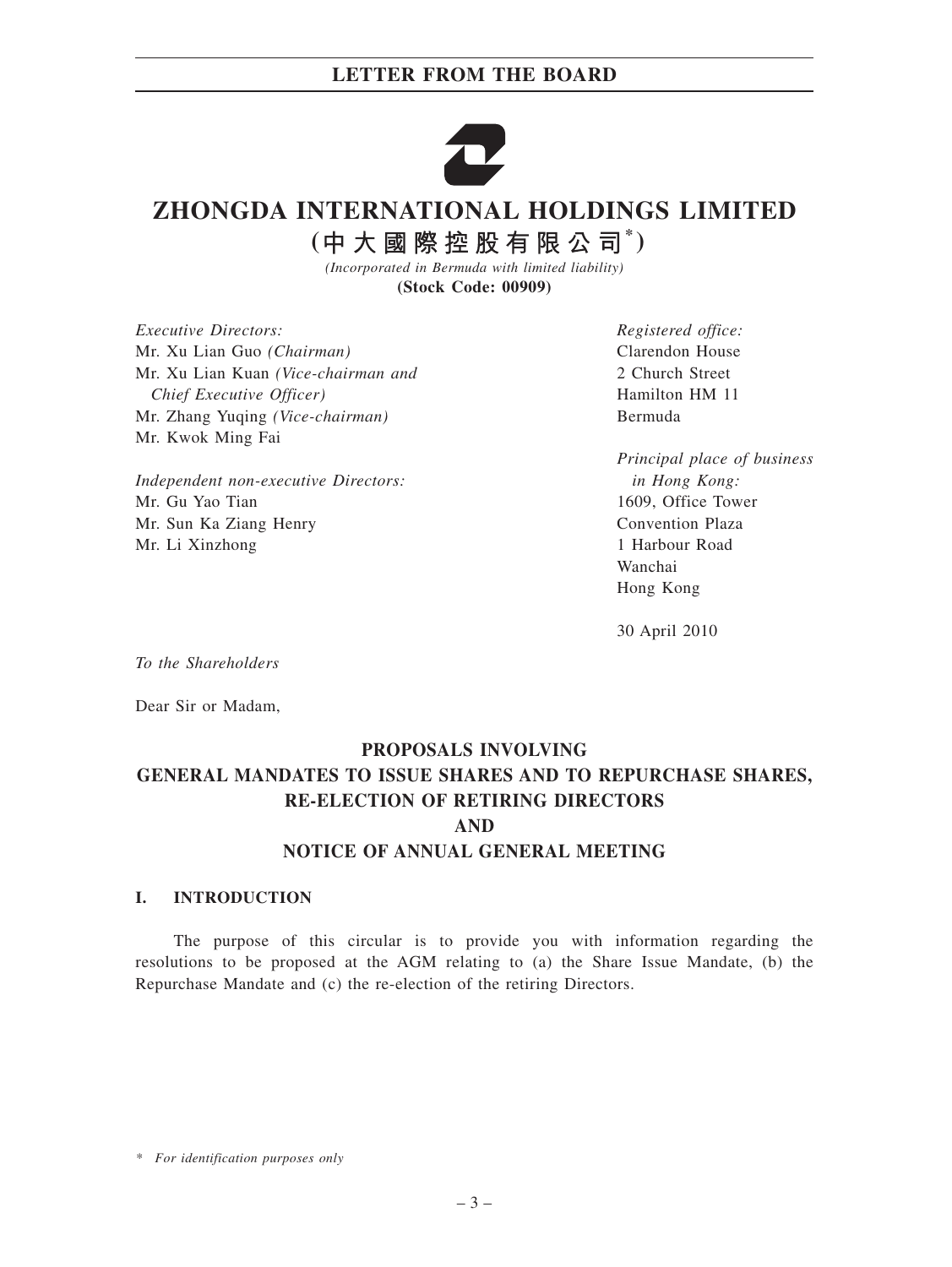# LETTER FROM THE BOARD

# ZHONGDA INTERNATIONAL HOLDINGS LIMITED

## (中大國際控股有限公司*)

*(Incorporated in Bermuda with limited liability)*

**(Stock Code: 00909)**

*Executive Directors:*
Mr. Xu Lian Guo *(Chairman)*
Mr. Xu Lian Kuan *(Vice-chairman and Chief Executive Officer)*
Mr. Zhang Yuqing *(Vice-chairman)*
Mr. Kwok Ming Fai

*Independent non-executive Directors:*
Mr. Gu Yao Tian
Mr. Sun Ka Ziang Henry
Mr. Li Xinzhong

*Registered office:*
Clarendon House
2 Church Street
Hamilton HM 11
Bermuda

*Principal place of business in Hong Kong:*
1609, Office Tower
Convention Plaza
1 Harbour Road
Wanchai
Hong Kong

30 April 2010

*To the Shareholders*

Dear Sir or Madam,

**PROPOSALS INVOLVING**
**GENERAL MANDATES TO ISSUE SHARES AND TO REPURCHASE SHARES,**
**RE-ELECTION OF RETIRING DIRECTORS**
**AND**
**NOTICE OF ANNUAL GENERAL MEETING**

## I. INTRODUCTION

The purpose of this circular is to provide you with information regarding the resolutions to be proposed at the AGM relating to (a) the Share Issue Mandate, (b) the Repurchase Mandate and (c) the re-election of the retiring Directors.

* *For identification purposes only*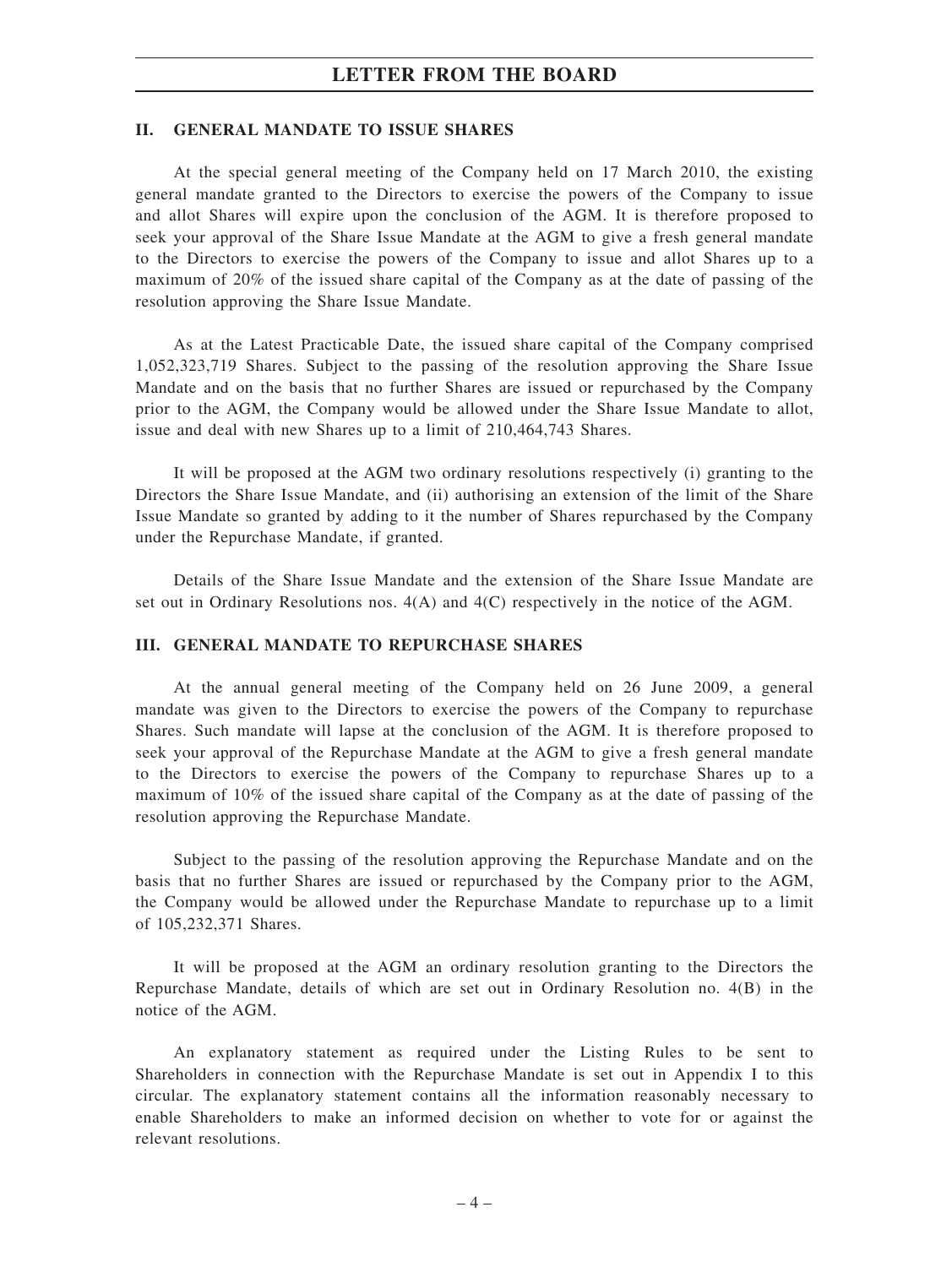## II. GENERAL MANDATE TO ISSUE SHARES

At the special general meeting of the Company held on 17 March 2010, the existing general mandate granted to the Directors to exercise the powers of the Company to issue and allot Shares will expire upon the conclusion of the AGM. It is therefore proposed to seek your approval of the Share Issue Mandate at the AGM to give a fresh general mandate to the Directors to exercise the powers of the Company to issue and allot Shares up to a maximum of 20% of the issued share capital of the Company as at the date of passing of the resolution approving the Share Issue Mandate.

As at the Latest Practicable Date, the issued share capital of the Company comprised 1,052,323,719 Shares. Subject to the passing of the resolution approving the Share Issue Mandate and on the basis that no further Shares are issued or repurchased by the Company prior to the AGM, the Company would be allowed under the Share Issue Mandate to allot, issue and deal with new Shares up to a limit of 210,464,743 Shares.

It will be proposed at the AGM two ordinary resolutions respectively (i) granting to the Directors the Share Issue Mandate, and (ii) authorising an extension of the limit of the Share Issue Mandate so granted by adding to it the number of Shares repurchased by the Company under the Repurchase Mandate, if granted.

Details of the Share Issue Mandate and the extension of the Share Issue Mandate are set out in Ordinary Resolutions nos. 4(A) and 4(C) respectively in the notice of the AGM.

## III. GENERAL MANDATE TO REPURCHASE SHARES

At the annual general meeting of the Company held on 26 June 2009, a general mandate was given to the Directors to exercise the powers of the Company to repurchase Shares. Such mandate will lapse at the conclusion of the AGM. It is therefore proposed to seek your approval of the Repurchase Mandate at the AGM to give a fresh general mandate to the Directors to exercise the powers of the Company to repurchase Shares up to a maximum of 10% of the issued share capital of the Company as at the date of passing of the resolution approving the Repurchase Mandate.

Subject to the passing of the resolution approving the Repurchase Mandate and on the basis that no further Shares are issued or repurchased by the Company prior to the AGM, the Company would be allowed under the Repurchase Mandate to repurchase up to a limit of 105,232,371 Shares.

It will be proposed at the AGM an ordinary resolution granting to the Directors the Repurchase Mandate, details of which are set out in Ordinary Resolution no. 4(B) in the notice of the AGM.

An explanatory statement as required under the Listing Rules to be sent to Shareholders in connection with the Repurchase Mandate is set out in Appendix I to this circular. The explanatory statement contains all the information reasonably necessary to enable Shareholders to make an informed decision on whether to vote for or against the relevant resolutions.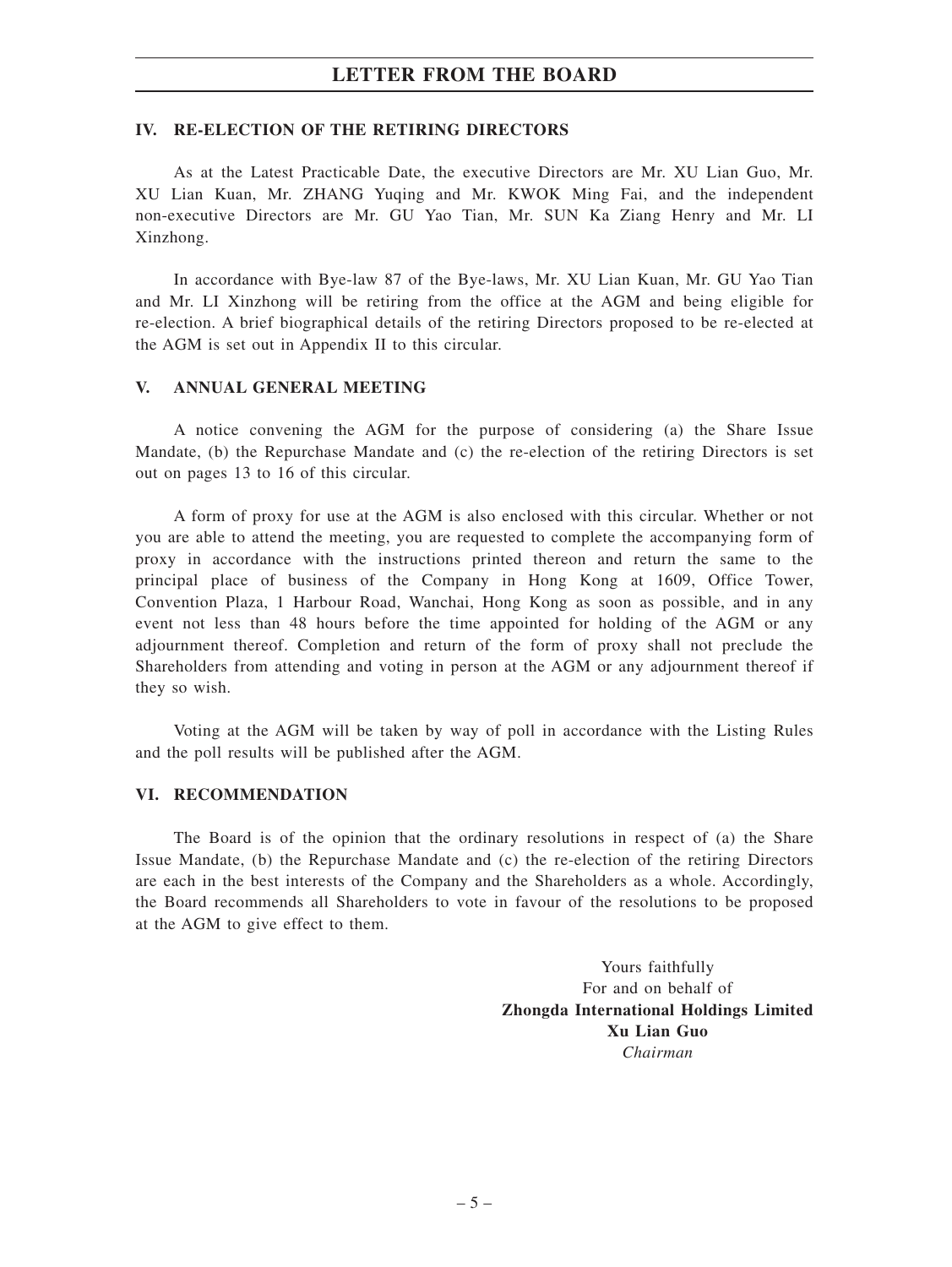## IV. RE-ELECTION OF THE RETIRING DIRECTORS

As at the Latest Practicable Date, the executive Directors are Mr. XU Lian Guo, Mr. XU Lian Kuan, Mr. ZHANG Yuqing and Mr. KWOK Ming Fai, and the independent non-executive Directors are Mr. GU Yao Tian, Mr. SUN Ka Ziang Henry and Mr. LI Xinzhong.

In accordance with Bye-law 87 of the Bye-laws, Mr. XU Lian Kuan, Mr. GU Yao Tian and Mr. LI Xinzhong will be retiring from the office at the AGM and being eligible for re-election. A brief biographical details of the retiring Directors proposed to be re-elected at the AGM is set out in Appendix II to this circular.

## V. ANNUAL GENERAL MEETING

A notice convening the AGM for the purpose of considering (a) the Share Issue Mandate, (b) the Repurchase Mandate and (c) the re-election of the retiring Directors is set out on pages 13 to 16 of this circular.

A form of proxy for use at the AGM is also enclosed with this circular. Whether or not you are able to attend the meeting, you are requested to complete the accompanying form of proxy in accordance with the instructions printed thereon and return the same to the principal place of business of the Company in Hong Kong at 1609, Office Tower, Convention Plaza, 1 Harbour Road, Wanchai, Hong Kong as soon as possible, and in any event not less than 48 hours before the time appointed for holding of the AGM or any adjournment thereof. Completion and return of the form of proxy shall not preclude the Shareholders from attending and voting in person at the AGM or any adjournment thereof if they so wish.

Voting at the AGM will be taken by way of poll in accordance with the Listing Rules and the poll results will be published after the AGM.

## VI. RECOMMENDATION

The Board is of the opinion that the ordinary resolutions in respect of (a) the Share Issue Mandate, (b) the Repurchase Mandate and (c) the re-election of the retiring Directors are each in the best interests of the Company and the Shareholders as a whole. Accordingly, the Board recommends all Shareholders to vote in favour of the resolutions to be proposed at the AGM to give effect to them.

Yours faithfully
For and on behalf of
**Zhongda International Holdings Limited**
**Xu Lian Guo**
*Chairman*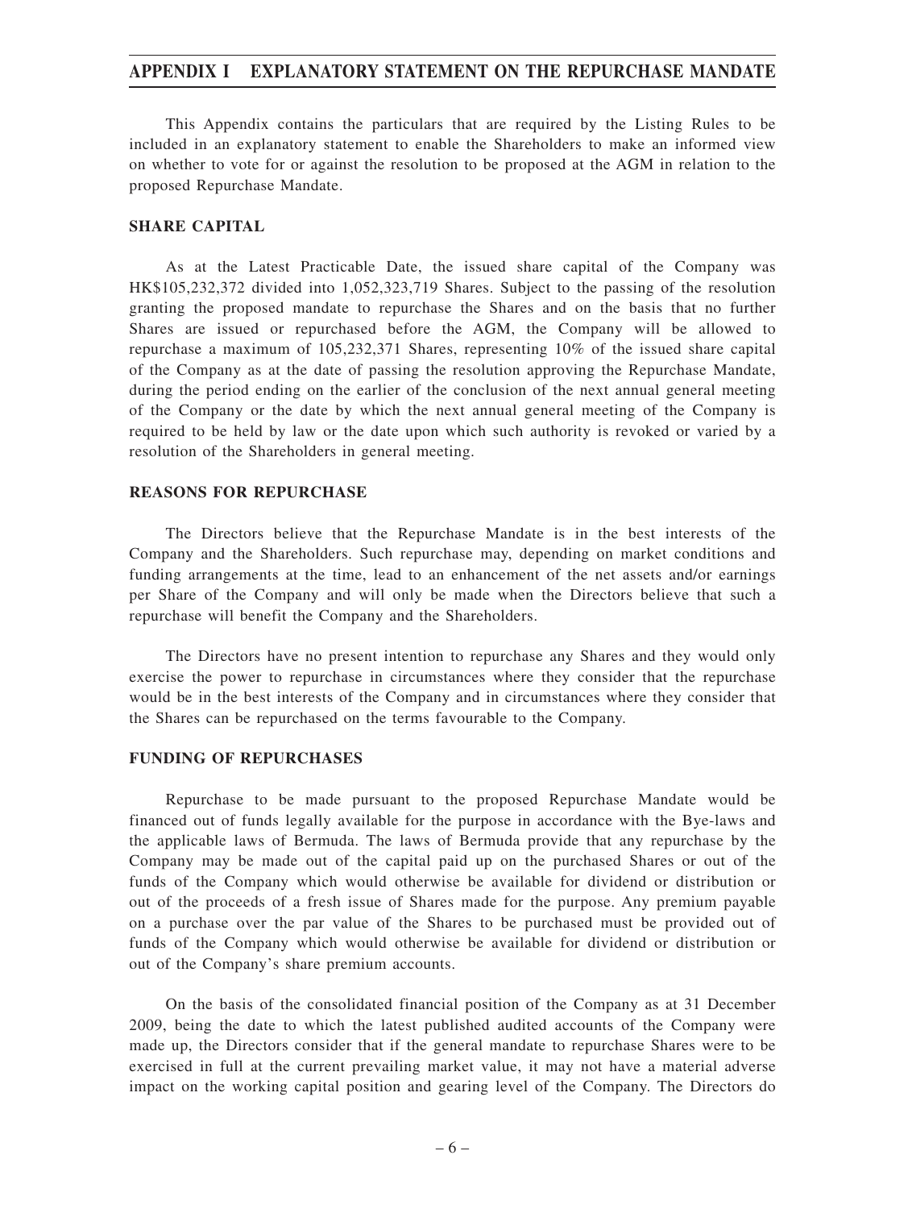# APPENDIX I EXPLANATORY STATEMENT ON THE REPURCHASE MANDATE

This Appendix contains the particulars that are required by the Listing Rules to be included in an explanatory statement to enable the Shareholders to make an informed view on whether to vote for or against the resolution to be proposed at the AGM in relation to the proposed Repurchase Mandate.

## SHARE CAPITAL

As at the Latest Practicable Date, the issued share capital of the Company was HK$105,232,372 divided into 1,052,323,719 Shares. Subject to the passing of the resolution granting the proposed mandate to repurchase the Shares and on the basis that no further Shares are issued or repurchased before the AGM, the Company will be allowed to repurchase a maximum of 105,232,371 Shares, representing 10% of the issued share capital of the Company as at the date of passing the resolution approving the Repurchase Mandate, during the period ending on the earlier of the conclusion of the next annual general meeting of the Company or the date by which the next annual general meeting of the Company is required to be held by law or the date upon which such authority is revoked or varied by a resolution of the Shareholders in general meeting.

## REASONS FOR REPURCHASE

The Directors believe that the Repurchase Mandate is in the best interests of the Company and the Shareholders. Such repurchase may, depending on market conditions and funding arrangements at the time, lead to an enhancement of the net assets and/or earnings per Share of the Company and will only be made when the Directors believe that such a repurchase will benefit the Company and the Shareholders.

The Directors have no present intention to repurchase any Shares and they would only exercise the power to repurchase in circumstances where they consider that the repurchase would be in the best interests of the Company and in circumstances where they consider that the Shares can be repurchased on the terms favourable to the Company.

## FUNDING OF REPURCHASES

Repurchase to be made pursuant to the proposed Repurchase Mandate would be financed out of funds legally available for the purpose in accordance with the Bye-laws and the applicable laws of Bermuda. The laws of Bermuda provide that any repurchase by the Company may be made out of the capital paid up on the purchased Shares or out of the funds of the Company which would otherwise be available for dividend or distribution or out of the proceeds of a fresh issue of Shares made for the purpose. Any premium payable on a purchase over the par value of the Shares to be purchased must be provided out of funds of the Company which would otherwise be available for dividend or distribution or out of the Company's share premium accounts.

On the basis of the consolidated financial position of the Company as at 31 December 2009, being the date to which the latest published audited accounts of the Company were made up, the Directors consider that if the general mandate to repurchase Shares were to be exercised in full at the current prevailing market value, it may not have a material adverse impact on the working capital position and gearing level of the Company. The Directors do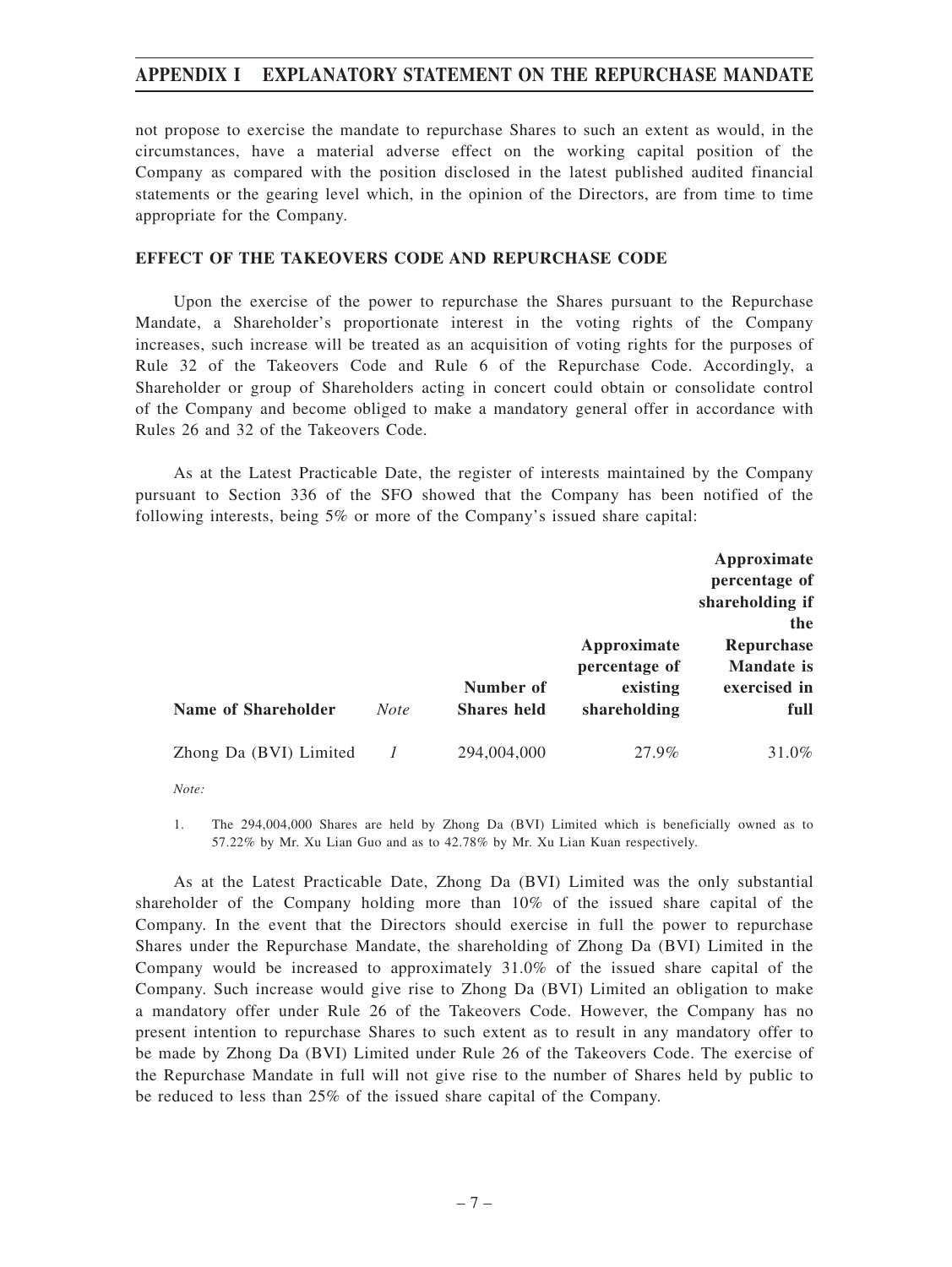not propose to exercise the mandate to repurchase Shares to such an extent as would, in the circumstances, have a material adverse effect on the working capital position of the Company as compared with the position disclosed in the latest published audited financial statements or the gearing level which, in the opinion of the Directors, are from time to time appropriate for the Company.

**EFFECT OF THE TAKEOVERS CODE AND REPURCHASE CODE**

Upon the exercise of the power to repurchase the Shares pursuant to the Repurchase Mandate, a Shareholder's proportionate interest in the voting rights of the Company increases, such increase will be treated as an acquisition of voting rights for the purposes of Rule 32 of the Takeovers Code and Rule 6 of the Repurchase Code. Accordingly, a Shareholder or group of Shareholders acting in concert could obtain or consolidate control of the Company and become obliged to make a mandatory general offer in accordance with Rules 26 and 32 of the Takeovers Code.

As at the Latest Practicable Date, the register of interests maintained by the Company pursuant to Section 336 of the SFO showed that the Company has been notified of the following interests, being 5% or more of the Company's issued share capital:

| Name of Shareholder | *Note* | Number of Shares held | Approximate percentage of existing shareholding | Approximate percentage of shareholding if the Repurchase Mandate is exercised in full |
|---|---|---|---|---|
| Zhong Da (BVI) Limited | *1* | 294,004,000 | 27.9% | 31.0% |

*Note:*

1. The 294,004,000 Shares are held by Zhong Da (BVI) Limited which is beneficially owned as to 57.22% by Mr. Xu Lian Guo and as to 42.78% by Mr. Xu Lian Kuan respectively.

As at the Latest Practicable Date, Zhong Da (BVI) Limited was the only substantial shareholder of the Company holding more than 10% of the issued share capital of the Company. In the event that the Directors should exercise in full the power to repurchase Shares under the Repurchase Mandate, the shareholding of Zhong Da (BVI) Limited in the Company would be increased to approximately 31.0% of the issued share capital of the Company. Such increase would give rise to Zhong Da (BVI) Limited an obligation to make a mandatory offer under Rule 26 of the Takeovers Code. However, the Company has no present intention to repurchase Shares to such extent as to result in any mandatory offer to be made by Zhong Da (BVI) Limited under Rule 26 of the Takeovers Code. The exercise of the Repurchase Mandate in full will not give rise to the number of Shares held by public to be reduced to less than 25% of the issued share capital of the Company.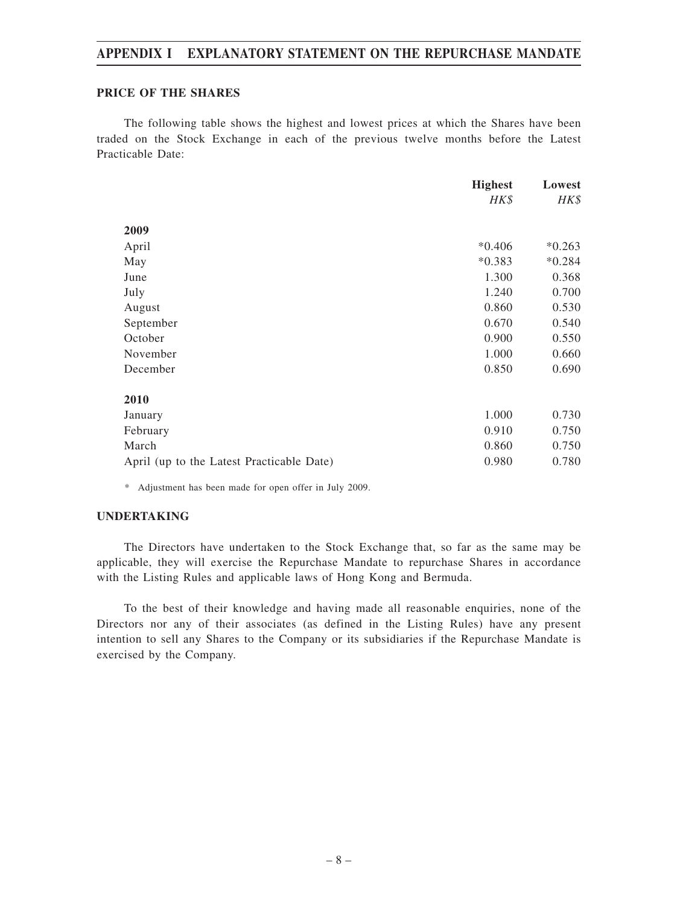## PRICE OF THE SHARES

The following table shows the highest and lowest prices at which the Shares have been traded on the Stock Exchange in each of the previous twelve months before the Latest Practicable Date:

| | Highest | Lowest |
|---|---|---|
| | *HK$* | *HK$* |
| **2009** | | |
| April | *0.406 | *0.263 |
| May | *0.383 | *0.284 |
| June | 1.300 | 0.368 |
| July | 1.240 | 0.700 |
| August | 0.860 | 0.530 |
| September | 0.670 | 0.540 |
| October | 0.900 | 0.550 |
| November | 1.000 | 0.660 |
| December | 0.850 | 0.690 |
| **2010** | | |
| January | 1.000 | 0.730 |
| February | 0.910 | 0.750 |
| March | 0.860 | 0.750 |
| April (up to the Latest Practicable Date) | 0.980 | 0.780 |

\* Adjustment has been made for open offer in July 2009.

## UNDERTAKING

The Directors have undertaken to the Stock Exchange that, so far as the same may be applicable, they will exercise the Repurchase Mandate to repurchase Shares in accordance with the Listing Rules and applicable laws of Hong Kong and Bermuda.

To the best of their knowledge and having made all reasonable enquiries, none of the Directors nor any of their associates (as defined in the Listing Rules) have any present intention to sell any Shares to the Company or its subsidiaries if the Repurchase Mandate is exercised by the Company.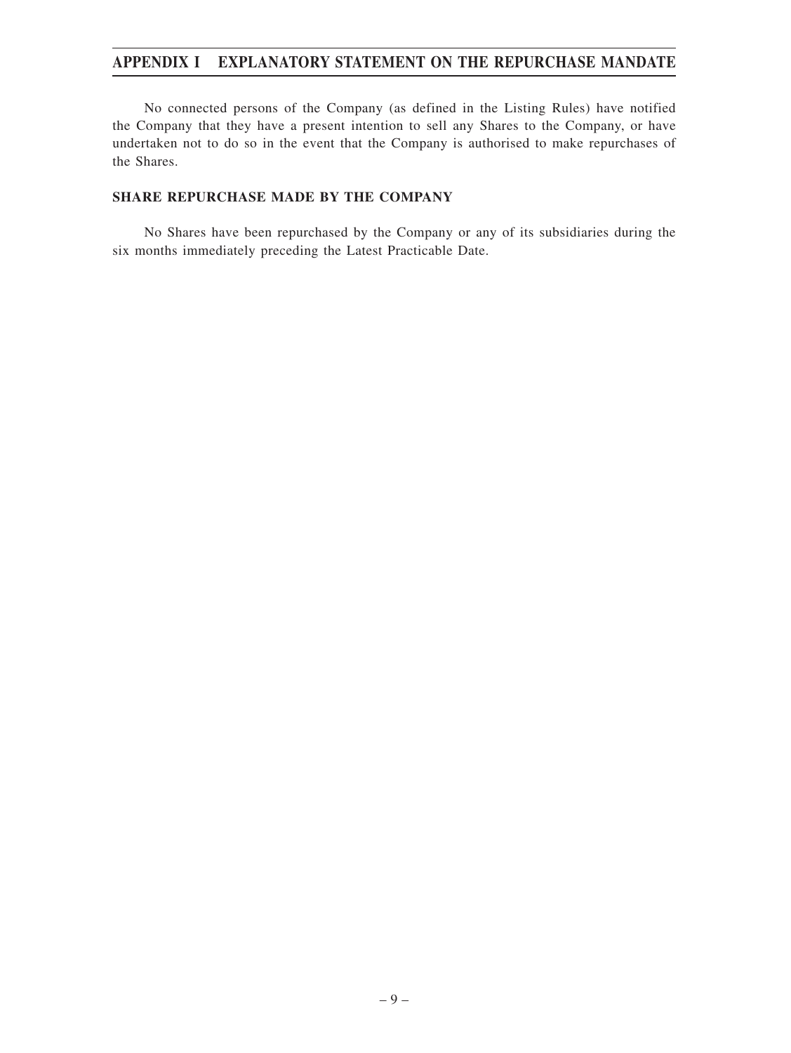No connected persons of the Company (as defined in the Listing Rules) have notified the Company that they have a present intention to sell any Shares to the Company, or have undertaken not to do so in the event that the Company is authorised to make repurchases of the Shares.

## SHARE REPURCHASE MADE BY THE COMPANY

No Shares have been repurchased by the Company or any of its subsidiaries during the six months immediately preceding the Latest Practicable Date.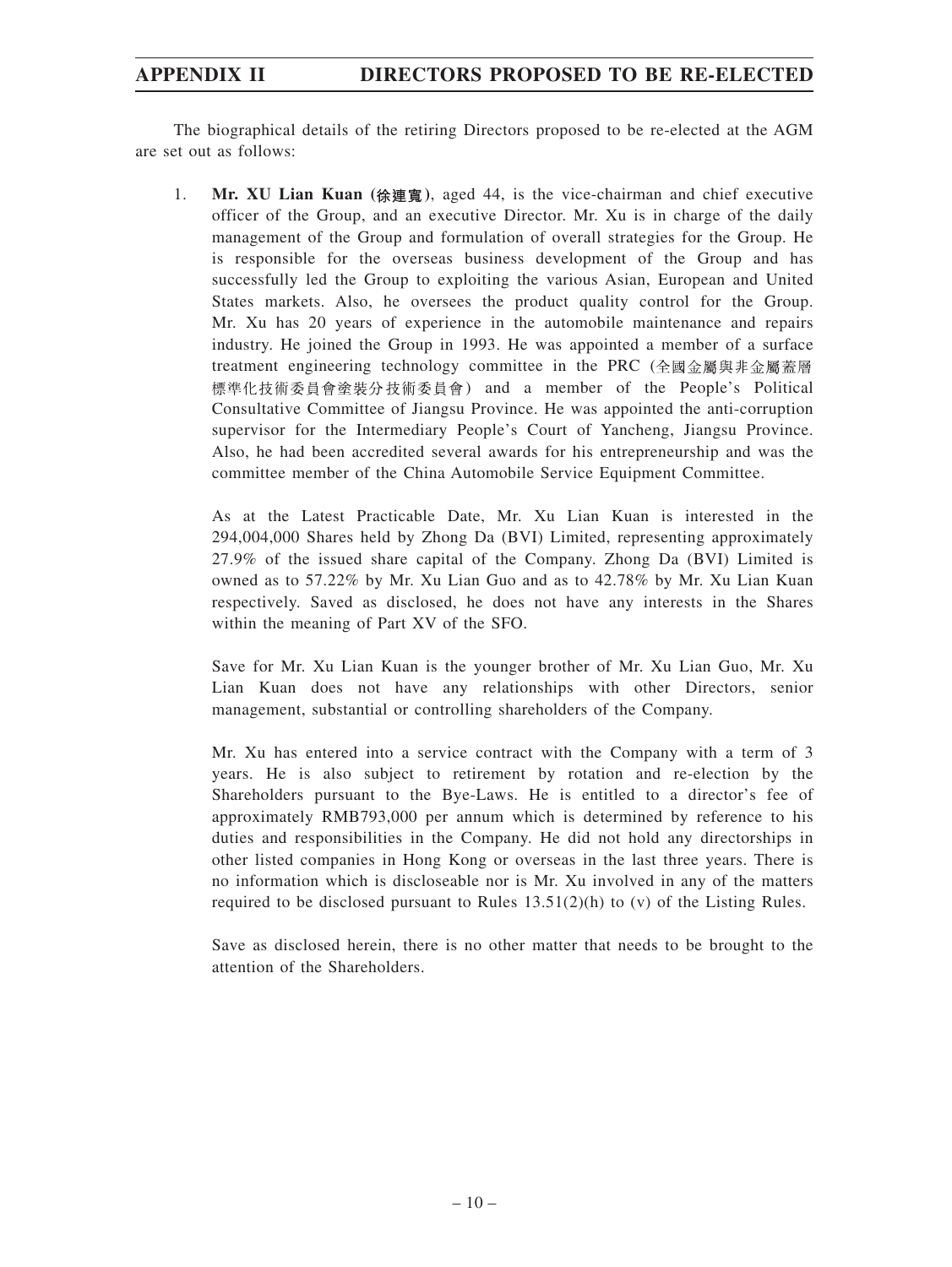# APPENDIX II DIRECTORS PROPOSED TO BE RE-ELECTED

The biographical details of the retiring Directors proposed to be re-elected at the AGM are set out as follows:

1. **Mr. XU Lian Kuan (徐連寬)**, aged 44, is the vice-chairman and chief executive officer of the Group, and an executive Director. Mr. Xu is in charge of the daily management of the Group and formulation of overall strategies for the Group. He is responsible for the overseas business development of the Group and has successfully led the Group to exploiting the various Asian, European and United States markets. Also, he oversees the product quality control for the Group. Mr. Xu has 20 years of experience in the automobile maintenance and repairs industry. He joined the Group in 1993. He was appointed a member of a surface treatment engineering technology committee in the PRC (全國金屬與非金屬蓋層標準化技術委員會塗裝分技術委員會) and a member of the People's Political Consultative Committee of Jiangsu Province. He was appointed the anti-corruption supervisor for the Intermediary People's Court of Yancheng, Jiangsu Province. Also, he had been accredited several awards for his entrepreneurship and was the committee member of the China Automobile Service Equipment Committee.

   As at the Latest Practicable Date, Mr. Xu Lian Kuan is interested in the 294,004,000 Shares held by Zhong Da (BVI) Limited, representing approximately 27.9% of the issued share capital of the Company. Zhong Da (BVI) Limited is owned as to 57.22% by Mr. Xu Lian Guo and as to 42.78% by Mr. Xu Lian Kuan respectively. Saved as disclosed, he does not have any interests in the Shares within the meaning of Part XV of the SFO.

   Save for Mr. Xu Lian Kuan is the younger brother of Mr. Xu Lian Guo, Mr. Xu Lian Kuan does not have any relationships with other Directors, senior management, substantial or controlling shareholders of the Company.

   Mr. Xu has entered into a service contract with the Company with a term of 3 years. He is also subject to retirement by rotation and re-election by the Shareholders pursuant to the Bye-Laws. He is entitled to a director's fee of approximately RMB793,000 per annum which is determined by reference to his duties and responsibilities in the Company. He did not hold any directorships in other listed companies in Hong Kong or overseas in the last three years. There is no information which is discloseable nor is Mr. Xu involved in any of the matters required to be disclosed pursuant to Rules 13.51(2)(h) to (v) of the Listing Rules.

   Save as disclosed herein, there is no other matter that needs to be brought to the attention of the Shareholders.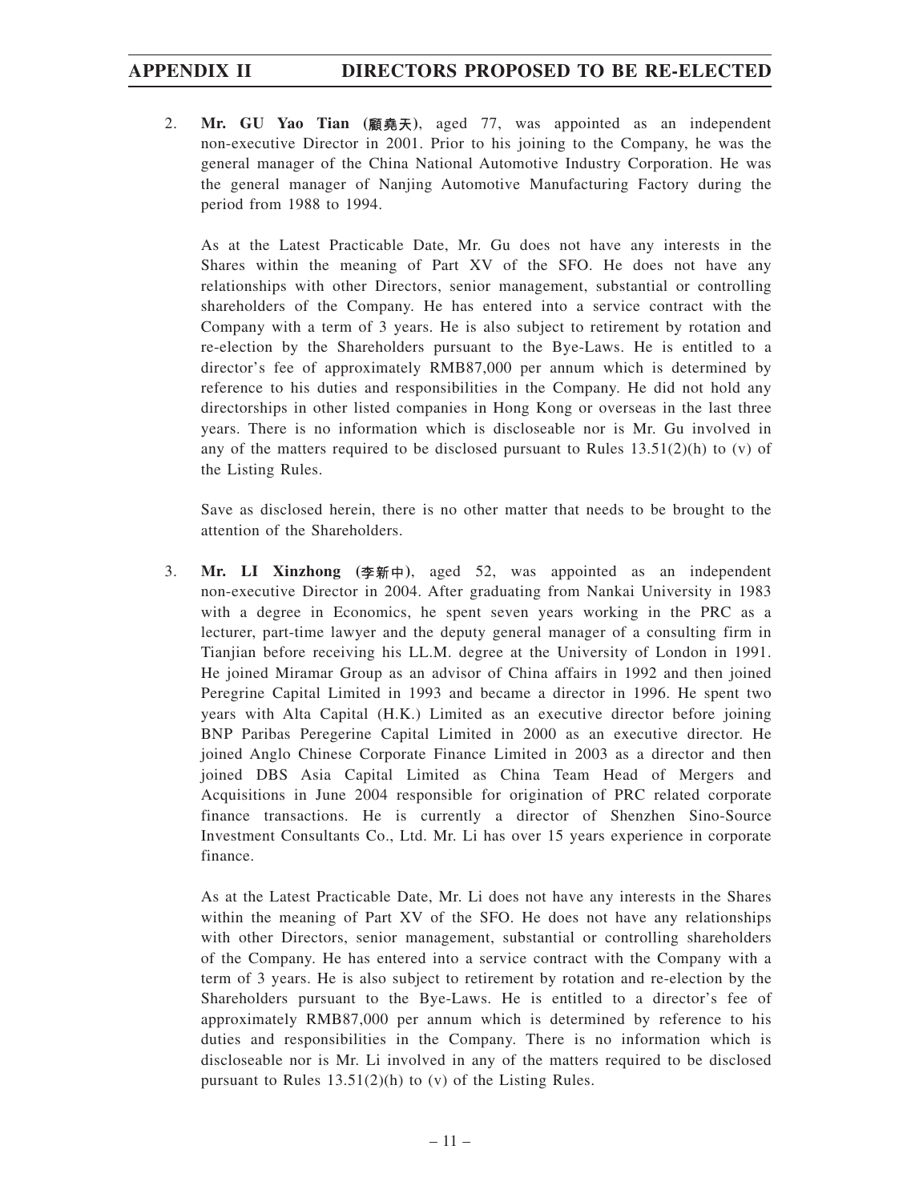2. **Mr. GU Yao Tian (顧堯天)**, aged 77, was appointed as an independent non-executive Director in 2001. Prior to his joining to the Company, he was the general manager of the China National Automotive Industry Corporation. He was the general manager of Nanjing Automotive Manufacturing Factory during the period from 1988 to 1994.

   As at the Latest Practicable Date, Mr. Gu does not have any interests in the Shares within the meaning of Part XV of the SFO. He does not have any relationships with other Directors, senior management, substantial or controlling shareholders of the Company. He has entered into a service contract with the Company with a term of 3 years. He is also subject to retirement by rotation and re-election by the Shareholders pursuant to the Bye-Laws. He is entitled to a director's fee of approximately RMB87,000 per annum which is determined by reference to his duties and responsibilities in the Company. He did not hold any directorships in other listed companies in Hong Kong or overseas in the last three years. There is no information which is discloseable nor is Mr. Gu involved in any of the matters required to be disclosed pursuant to Rules 13.51(2)(h) to (v) of the Listing Rules.

   Save as disclosed herein, there is no other matter that needs to be brought to the attention of the Shareholders.

3. **Mr. LI Xinzhong (李新中)**, aged 52, was appointed as an independent non-executive Director in 2004. After graduating from Nankai University in 1983 with a degree in Economics, he spent seven years working in the PRC as a lecturer, part-time lawyer and the deputy general manager of a consulting firm in Tianjian before receiving his LL.M. degree at the University of London in 1991. He joined Miramar Group as an advisor of China affairs in 1992 and then joined Peregrine Capital Limited in 1993 and became a director in 1996. He spent two years with Alta Capital (H.K.) Limited as an executive director before joining BNP Paribas Peregerine Capital Limited in 2000 as an executive director. He joined Anglo Chinese Corporate Finance Limited in 2003 as a director and then joined DBS Asia Capital Limited as China Team Head of Mergers and Acquisitions in June 2004 responsible for origination of PRC related corporate finance transactions. He is currently a director of Shenzhen Sino-Source Investment Consultants Co., Ltd. Mr. Li has over 15 years experience in corporate finance.

   As at the Latest Practicable Date, Mr. Li does not have any interests in the Shares within the meaning of Part XV of the SFO. He does not have any relationships with other Directors, senior management, substantial or controlling shareholders of the Company. He has entered into a service contract with the Company with a term of 3 years. He is also subject to retirement by rotation and re-election by the Shareholders pursuant to the Bye-Laws. He is entitled to a director's fee of approximately RMB87,000 per annum which is determined by reference to his duties and responsibilities in the Company. There is no information which is discloseable nor is Mr. Li involved in any of the matters required to be disclosed pursuant to Rules 13.51(2)(h) to (v) of the Listing Rules.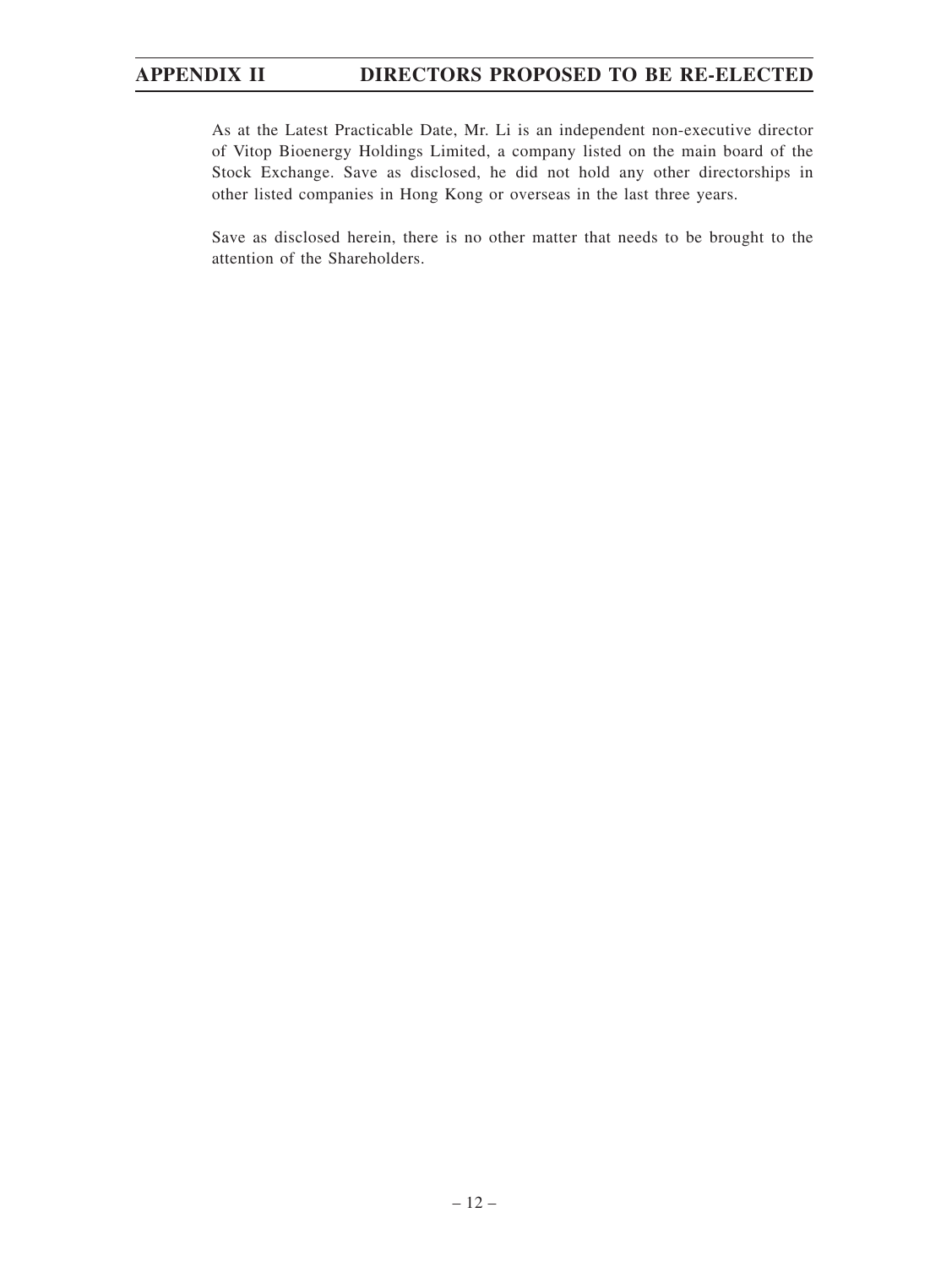As at the Latest Practicable Date, Mr. Li is an independent non-executive director of Vitop Bioenergy Holdings Limited, a company listed on the main board of the Stock Exchange. Save as disclosed, he did not hold any other directorships in other listed companies in Hong Kong or overseas in the last three years.

Save as disclosed herein, there is no other matter that needs to be brought to the attention of the Shareholders.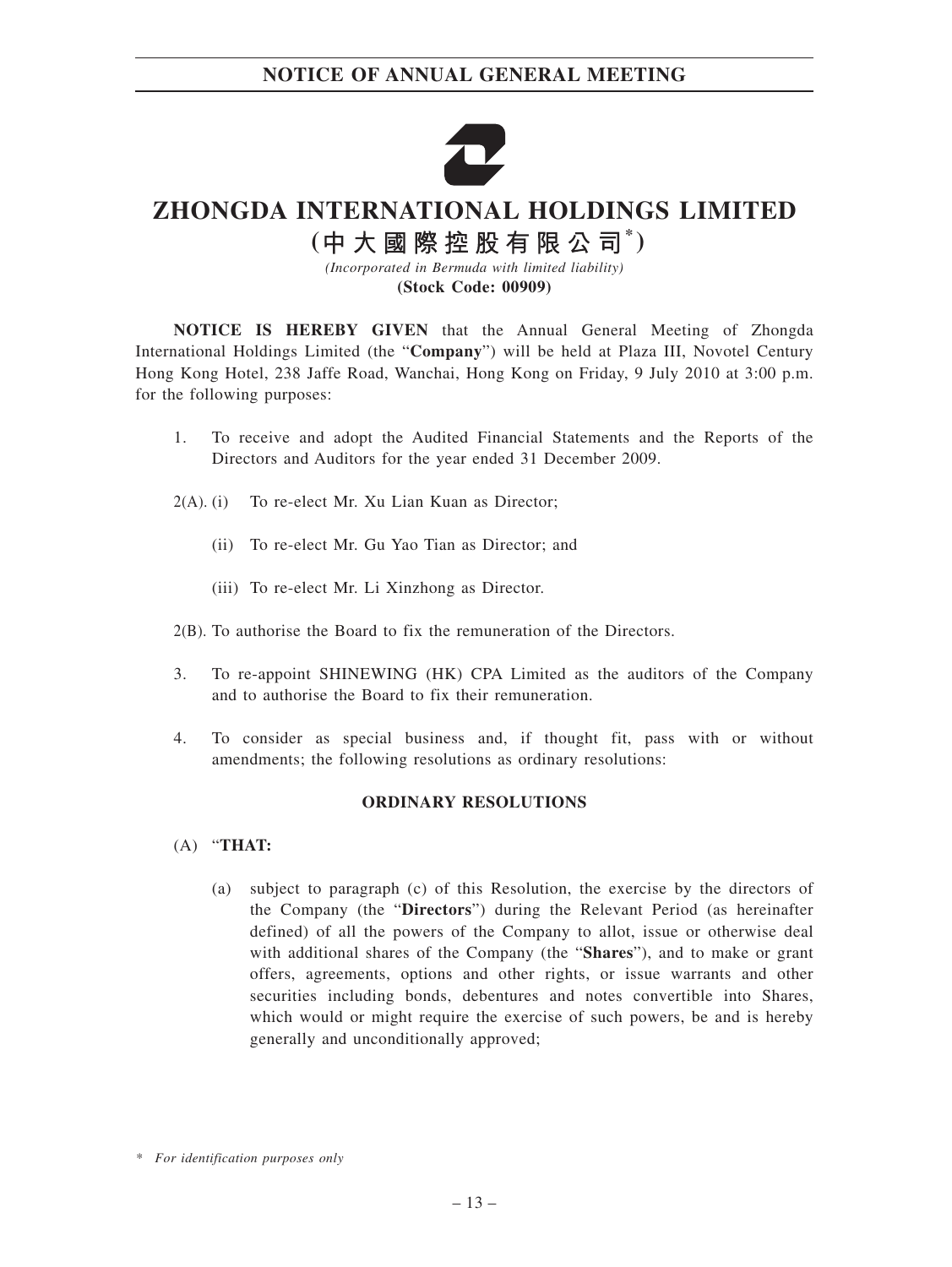# ZHONGDA INTERNATIONAL HOLDINGS LIMITED

## (中大國際控股有限公司*)

*(Incorporated in Bermuda with limited liability)*

**(Stock Code: 00909)**

**NOTICE IS HEREBY GIVEN** that the Annual General Meeting of Zhongda International Holdings Limited (the "**Company**") will be held at Plaza III, Novotel Century Hong Kong Hotel, 238 Jaffe Road, Wanchai, Hong Kong on Friday, 9 July 2010 at 3:00 p.m. for the following purposes:

1. To receive and adopt the Audited Financial Statements and the Reports of the Directors and Auditors for the year ended 31 December 2009.

2(A). (i) To re-elect Mr. Xu Lian Kuan as Director;

(ii) To re-elect Mr. Gu Yao Tian as Director; and

(iii) To re-elect Mr. Li Xinzhong as Director.

2(B). To authorise the Board to fix the remuneration of the Directors.

3. To re-appoint SHINEWING (HK) CPA Limited as the auditors of the Company and to authorise the Board to fix their remuneration.

4. To consider as special business and, if thought fit, pass with or without amendments; the following resolutions as ordinary resolutions:

**ORDINARY RESOLUTIONS**

(A) "**THAT:**

(a) subject to paragraph (c) of this Resolution, the exercise by the directors of the Company (the "**Directors**") during the Relevant Period (as hereinafter defined) of all the powers of the Company to allot, issue or otherwise deal with additional shares of the Company (the "**Shares**"), and to make or grant offers, agreements, options and other rights, or issue warrants and other securities including bonds, debentures and notes convertible into Shares, which would or might require the exercise of such powers, be and is hereby generally and unconditionally approved;

\* *For identification purposes only*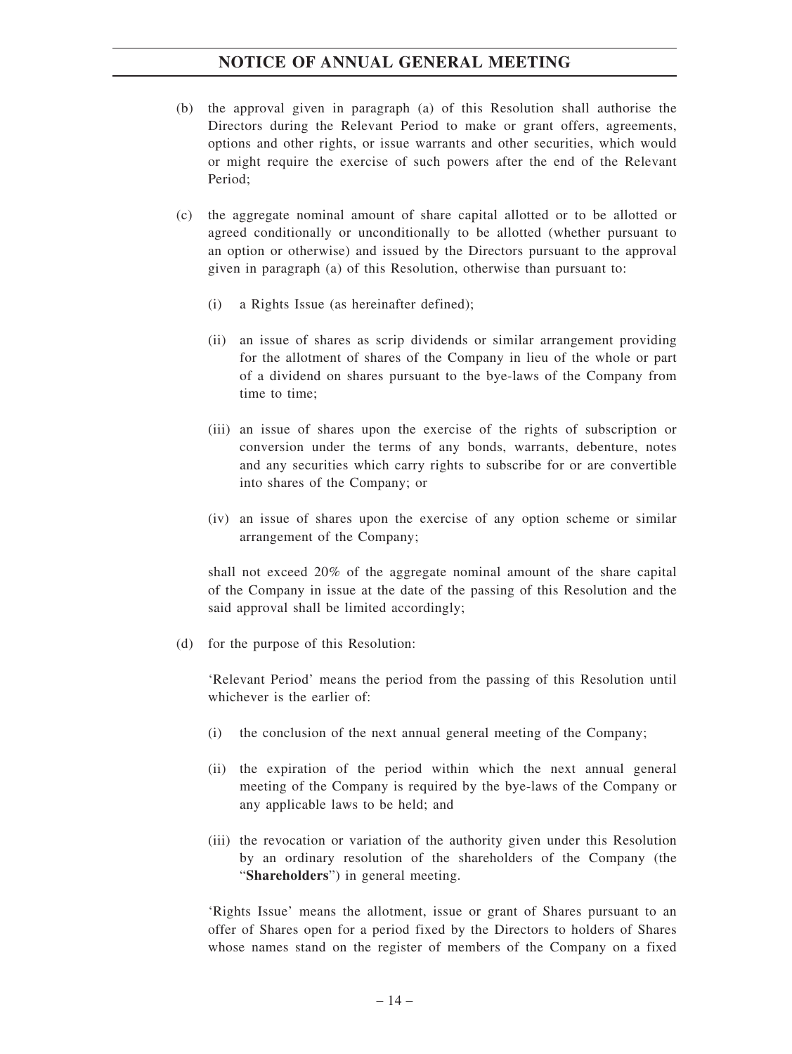(b) the approval given in paragraph (a) of this Resolution shall authorise the Directors during the Relevant Period to make or grant offers, agreements, options and other rights, or issue warrants and other securities, which would or might require the exercise of such powers after the end of the Relevant Period;

(c) the aggregate nominal amount of share capital allotted or to be allotted or agreed conditionally or unconditionally to be allotted (whether pursuant to an option or otherwise) and issued by the Directors pursuant to the approval given in paragraph (a) of this Resolution, otherwise than pursuant to:

  (i) a Rights Issue (as hereinafter defined);

  (ii) an issue of shares as scrip dividends or similar arrangement providing for the allotment of shares of the Company in lieu of the whole or part of a dividend on shares pursuant to the bye-laws of the Company from time to time;

  (iii) an issue of shares upon the exercise of the rights of subscription or conversion under the terms of any bonds, warrants, debenture, notes and any securities which carry rights to subscribe for or are convertible into shares of the Company; or

  (iv) an issue of shares upon the exercise of any option scheme or similar arrangement of the Company;

  shall not exceed 20% of the aggregate nominal amount of the share capital of the Company in issue at the date of the passing of this Resolution and the said approval shall be limited accordingly;

(d) for the purpose of this Resolution:

  'Relevant Period' means the period from the passing of this Resolution until whichever is the earlier of:

  (i) the conclusion of the next annual general meeting of the Company;

  (ii) the expiration of the period within which the next annual general meeting of the Company is required by the bye-laws of the Company or any applicable laws to be held; and

  (iii) the revocation or variation of the authority given under this Resolution by an ordinary resolution of the shareholders of the Company (the "**Shareholders**") in general meeting.

  'Rights Issue' means the allotment, issue or grant of Shares pursuant to an offer of Shares open for a period fixed by the Directors to holders of Shares whose names stand on the register of members of the Company on a fixed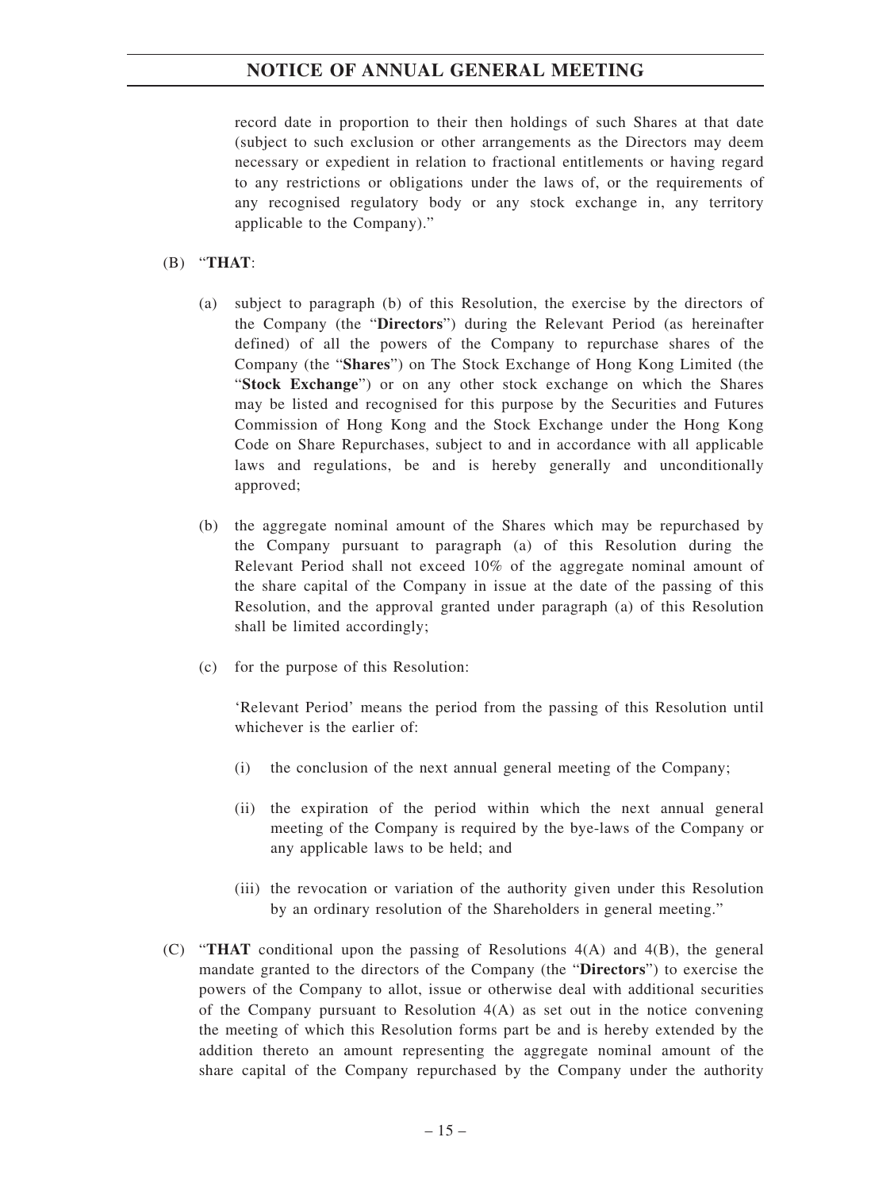record date in proportion to their then holdings of such Shares at that date (subject to such exclusion or other arrangements as the Directors may deem necessary or expedient in relation to fractional entitlements or having regard to any restrictions or obligations under the laws of, or the requirements of any recognised regulatory body or any stock exchange in, any territory applicable to the Company)."

(B) "**THAT**:

(a) subject to paragraph (b) of this Resolution, the exercise by the directors of the Company (the "**Directors**") during the Relevant Period (as hereinafter defined) of all the powers of the Company to repurchase shares of the Company (the "**Shares**") on The Stock Exchange of Hong Kong Limited (the "**Stock Exchange**") or on any other stock exchange on which the Shares may be listed and recognised for this purpose by the Securities and Futures Commission of Hong Kong and the Stock Exchange under the Hong Kong Code on Share Repurchases, subject to and in accordance with all applicable laws and regulations, be and is hereby generally and unconditionally approved;

(b) the aggregate nominal amount of the Shares which may be repurchased by the Company pursuant to paragraph (a) of this Resolution during the Relevant Period shall not exceed 10% of the aggregate nominal amount of the share capital of the Company in issue at the date of the passing of this Resolution, and the approval granted under paragraph (a) of this Resolution shall be limited accordingly;

(c) for the purpose of this Resolution:

'Relevant Period' means the period from the passing of this Resolution until whichever is the earlier of:

(i) the conclusion of the next annual general meeting of the Company;

(ii) the expiration of the period within which the next annual general meeting of the Company is required by the bye-laws of the Company or any applicable laws to be held; and

(iii) the revocation or variation of the authority given under this Resolution by an ordinary resolution of the Shareholders in general meeting."

(C) "**THAT** conditional upon the passing of Resolutions 4(A) and 4(B), the general mandate granted to the directors of the Company (the "**Directors**") to exercise the powers of the Company to allot, issue or otherwise deal with additional securities of the Company pursuant to Resolution 4(A) as set out in the notice convening the meeting of which this Resolution forms part be and is hereby extended by the addition thereto an amount representing the aggregate nominal amount of the share capital of the Company repurchased by the Company under the authority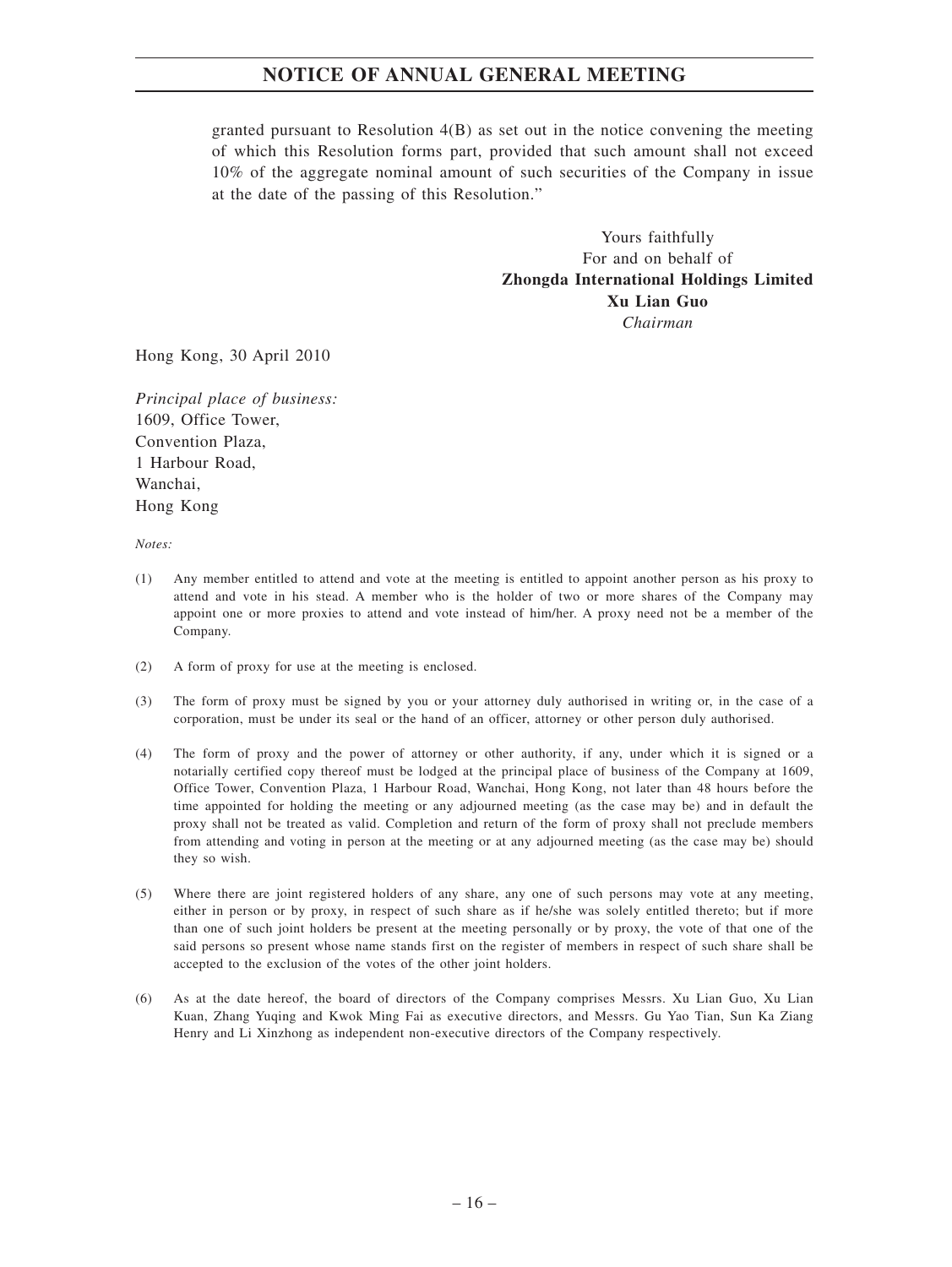granted pursuant to Resolution 4(B) as set out in the notice convening the meeting of which this Resolution forms part, provided that such amount shall not exceed 10% of the aggregate nominal amount of such securities of the Company in issue at the date of the passing of this Resolution."

Yours faithfully
For and on behalf of
**Zhongda International Holdings Limited**
**Xu Lian Guo**
*Chairman*

Hong Kong, 30 April 2010

*Principal place of business:*
1609, Office Tower,
Convention Plaza,
1 Harbour Road,
Wanchai,
Hong Kong

*Notes:*

(1) Any member entitled to attend and vote at the meeting is entitled to appoint another person as his proxy to attend and vote in his stead. A member who is the holder of two or more shares of the Company may appoint one or more proxies to attend and vote instead of him/her. A proxy need not be a member of the Company.

(2) A form of proxy for use at the meeting is enclosed.

(3) The form of proxy must be signed by you or your attorney duly authorised in writing or, in the case of a corporation, must be under its seal or the hand of an officer, attorney or other person duly authorised.

(4) The form of proxy and the power of attorney or other authority, if any, under which it is signed or a notarially certified copy thereof must be lodged at the principal place of business of the Company at 1609, Office Tower, Convention Plaza, 1 Harbour Road, Wanchai, Hong Kong, not later than 48 hours before the time appointed for holding the meeting or any adjourned meeting (as the case may be) and in default the proxy shall not be treated as valid. Completion and return of the form of proxy shall not preclude members from attending and voting in person at the meeting or at any adjourned meeting (as the case may be) should they so wish.

(5) Where there are joint registered holders of any share, any one of such persons may vote at any meeting, either in person or by proxy, in respect of such share as if he/she was solely entitled thereto; but if more than one of such joint holders be present at the meeting personally or by proxy, the vote of that one of the said persons so present whose name stands first on the register of members in respect of such share shall be accepted to the exclusion of the votes of the other joint holders.

(6) As at the date hereof, the board of directors of the Company comprises Messrs. Xu Lian Guo, Xu Lian Kuan, Zhang Yuqing and Kwok Ming Fai as executive directors, and Messrs. Gu Yao Tian, Sun Ka Ziang Henry and Li Xinzhong as independent non-executive directors of the Company respectively.